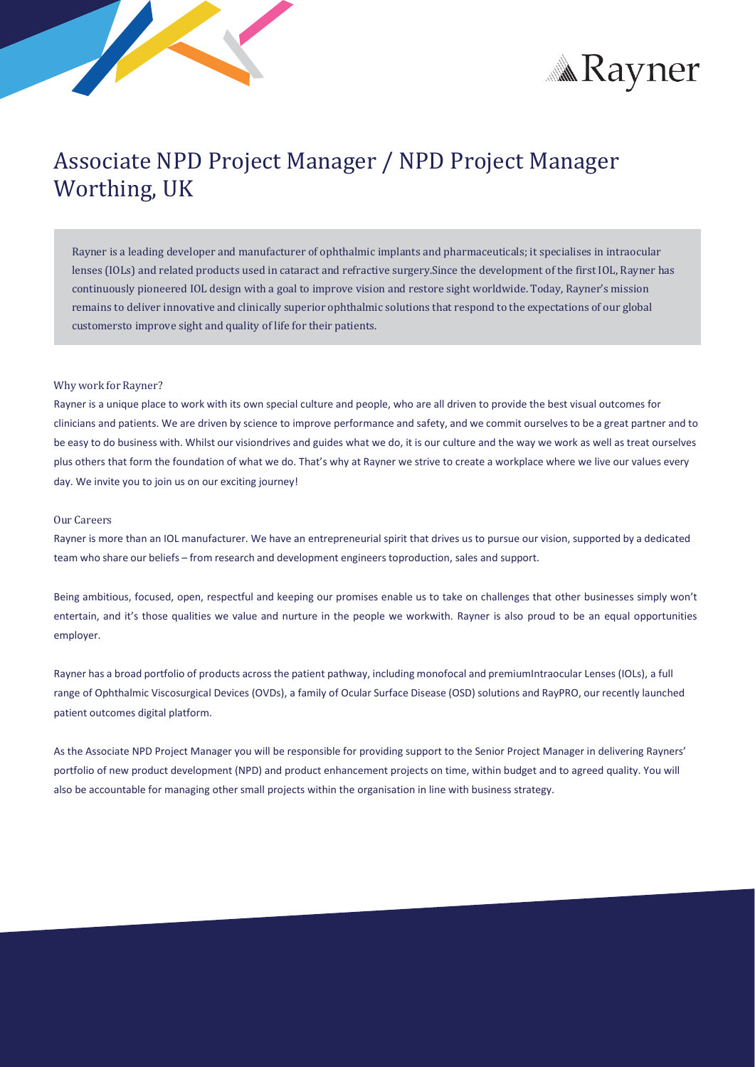# Associate NPD Project Manager / NPD Project Manager Worthing, UK

Rayner is a leading developer and manufacturer of ophthalmic implants and pharmaceuticals; it specialises in intraocular lenses (IOLs) and related products used in cataract and refractive surgery.Since the development of the first IOL, Rayner has continuously pioneered IOL design with a goal to improve vision and restore sight worldwide. Today, Rayner's mission remains to deliver innovative and clinically superior ophthalmic solutions that respond to the expectations of our global customersto improve sight and quality of life for their patients.

## Why work for Rayner?

Rayner is a unique place to work with its own special culture and people, who are all driven to provide the best visual outcomes for clinicians and patients. We are driven by science to improve performance and safety, and we commit ourselves to be a great partner and to be easy to do business with. Whilst our visiondrives and guides what we do, it is our culture and the way we work as well as treat ourselves plus others that form the foundation of what we do. That's why at Rayner we strive to create a workplace where we live our values every day. We invite you to join us on our exciting journey!

## Our Careers

Rayner is more than an IOL manufacturer. We have an entrepreneurial spirit that drives us to pursue our vision, supported by a dedicated team who share our beliefs – from research and development engineers toproduction, sales and support.

Being ambitious, focused, open, respectful and keeping our promises enable us to take on challenges that other businesses simply won't entertain, and it's those qualities we value and nurture in the people we workwith. Rayner is also proud to be an equal opportunities employer.

Rayner has a broad portfolio of products across the patient pathway, including monofocal and premiumIntraocular Lenses (IOLs), a full range of Ophthalmic Viscosurgical Devices (OVDs), a family of Ocular Surface Disease (OSD) solutions and RayPRO, our recently launched patient outcomes digital platform.

As the Associate NPD Project Manager you will be responsible for providing support to the Senior Project Manager in delivering Rayners' portfolio of new product development (NPD) and product enhancement projects on time, within budget and to agreed quality. You will also be accountable for managing other small projects within the organisation in line with business strategy.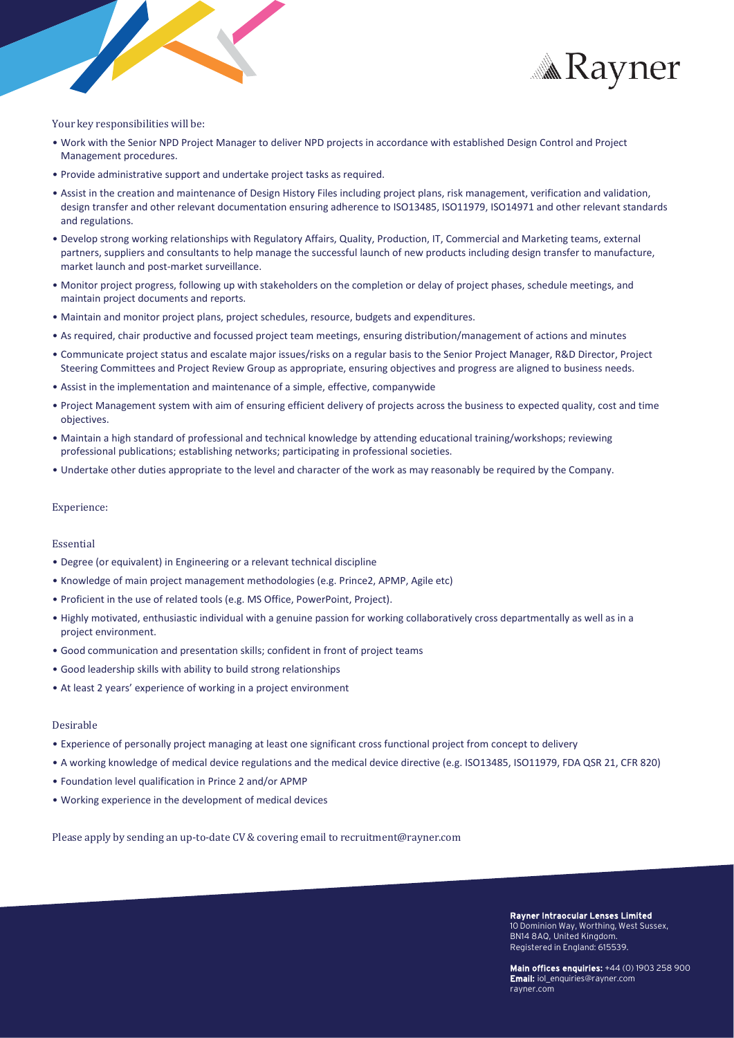Your key responsibilities will be:

- Work with the Senior NPD Project Manager to deliver NPD projects in accordance with established Design Control and Project Management procedures.
- Provide administrative support and undertake project tasks as required.
- Assist in the creation and maintenance of Design History Files including project plans, risk management, verification and validation, design transfer and other relevant documentation ensuring adherence to ISO13485, ISO11979, ISO14971 and other relevant standards and regulations.
- Develop strong working relationships with Regulatory Affairs, Quality, Production, IT, Commercial and Marketing teams, external partners, suppliers and consultants to help manage the successful launch of new products including design transfer to manufacture, market launch and post-market surveillance.
- Monitor project progress, following up with stakeholders on the completion or delay of project phases, schedule meetings, and maintain project documents and reports.
- Maintain and monitor project plans, project schedules, resource, budgets and expenditures.
- As required, chair productive and focussed project team meetings, ensuring distribution/management of actions and minutes
- Communicate project status and escalate major issues/risks on a regular basis to the Senior Project Manager, R&D Director, Project Steering Committees and Project Review Group as appropriate, ensuring objectives and progress are aligned to business needs.
- Assist in the implementation and maintenance of a simple, effective, companywide
- Project Management system with aim of ensuring efficient delivery of projects across the business to expected quality, cost and time objectives.
- Maintain a high standard of professional and technical knowledge by attending educational training/workshops; reviewing professional publications; establishing networks; participating in professional societies.
- Undertake other duties appropriate to the level and character of the work as may reasonably be required by the Company.

Experience:

Essential

- Degree (or equivalent) in Engineering or a relevant technical discipline
- Knowledge of main project management methodologies (e.g. Prince2, APMP, Agile etc)
- Proficient in the use of related tools (e.g. MS Office, PowerPoint, Project).
- Highly motivated, enthusiastic individual with a genuine passion for working collaboratively cross departmentally as well as in a project environment.
- Good communication and presentation skills; confident in front of project teams
- Good leadership skills with ability to build strong relationships
- At least 2 years' experience of working in a project environment

Desirable

- Experience of personally project managing at least one significant cross functional project from concept to delivery
- A working knowledge of medical device regulations and the medical device directive (e.g. ISO13485, ISO11979, FDA QSR 21, CFR 820)
- Foundation level qualification in Prince 2 and/or APMP
- Working experience in the development of medical devices

Please apply by sending an up-to-date CV & covering email to recruitment@rayner.com

**Rayner Intraocular Lenses Limited**
10 Dominion Way, Worthing, West Sussex, BN14 8AQ, United Kingdom.
Registered in England: 615539.

**Main offices enquiries:** +44 (0) 1903 258 900
**Email:** iol_enquiries@rayner.com
rayner.com